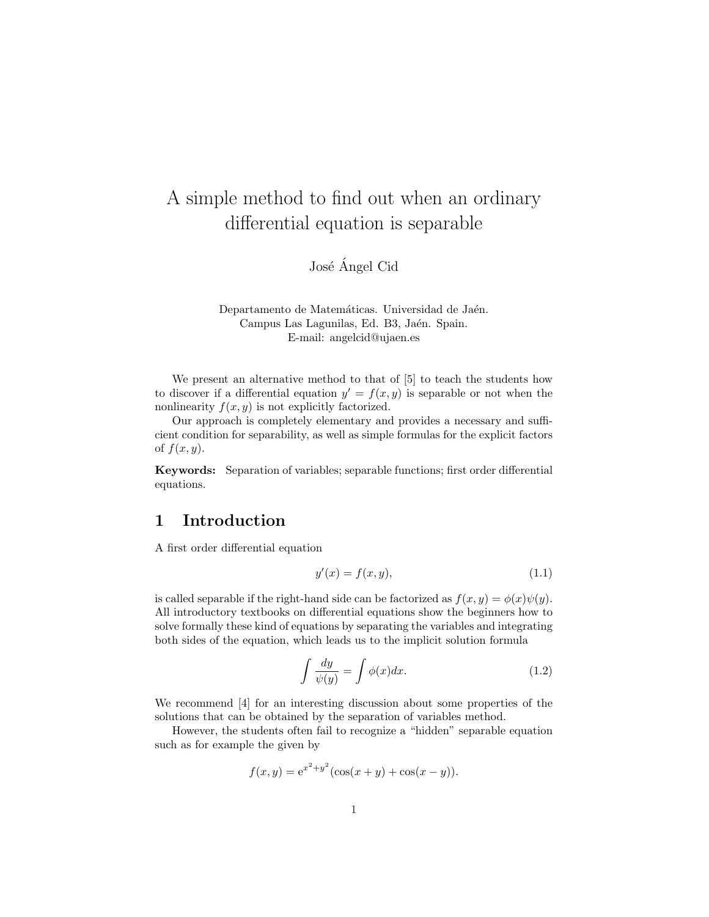# A simple method to find out when an ordinary differential equation is separable

José Ángel Cid

Departamento de Matemáticas. Universidad de Jaén.
Campus Las Lagunilas, Ed. B3, Jaén. Spain.
E-mail: angelcid@ujaen.es

We present an alternative method to that of [5] to teach the students how to discover if a differential equation $y' = f(x, y)$ is separable or not when the nonlinearity $f(x, y)$ is not explicitly factorized.

Our approach is completely elementary and provides a necessary and sufficient condition for separability, as well as simple formulas for the explicit factors of $f(x, y)$.

**Keywords:** Separation of variables; separable functions; first order differential equations.

## 1 Introduction

A first order differential equation

$$y'(x) = f(x, y), \tag{1.1}$$

is called separable if the right-hand side can be factorized as $f(x, y) = \phi(x)\psi(y)$. All introductory textbooks on differential equations show the beginners how to solve formally these kind of equations by separating the variables and integrating both sides of the equation, which leads us to the implicit solution formula

$$\int \frac{dy}{\psi(y)} = \int \phi(x)dx. \tag{1.2}$$

We recommend [4] for an interesting discussion about some properties of the solutions that can be obtained by the separation of variables method.

However, the students often fail to recognize a "hidden" separable equation such as for example the given by

$$f(x, y) = \mathrm{e}^{x^2+y^2}(\cos(x + y) + \cos(x - y)).$$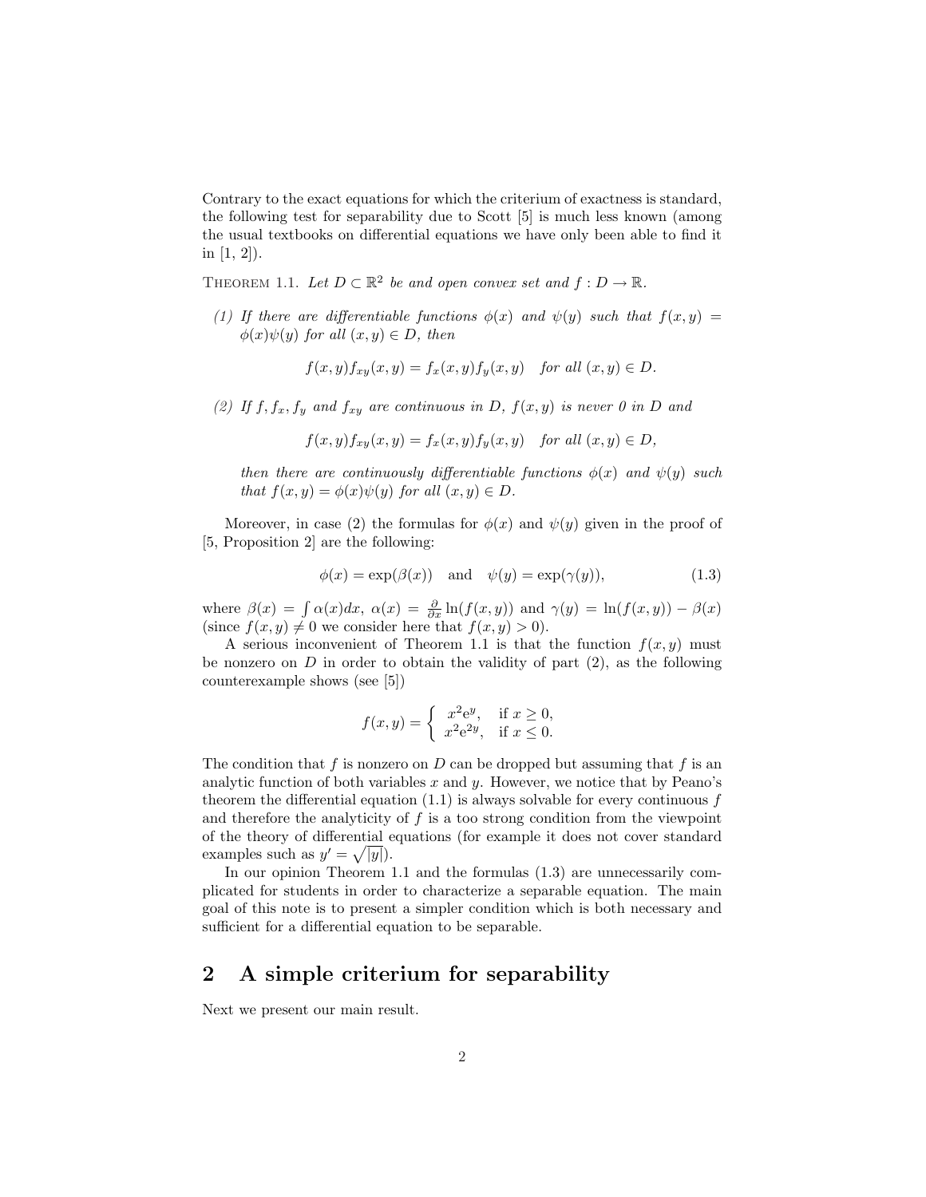Contrary to the exact equations for which the criterium of exactness is standard, the following test for separability due to Scott [5] is much less known (among the usual textbooks on differential equations we have only been able to find it in [1, 2]).

THEOREM 1.1. *Let $D \subset \mathbb{R}^2$ be and open convex set and $f : D \to \mathbb{R}$.*

*(1) If there are differentiable functions $\phi(x)$ and $\psi(y)$ such that $f(x, y) = \phi(x)\psi(y)$ for all $(x, y) \in D$, then*

$$f(x, y)f_{xy}(x, y) = f_x(x, y)f_y(x, y) \quad \text{for all } (x, y) \in D.$$

*(2) If $f, f_x, f_y$ and $f_{xy}$ are continuous in $D$, $f(x, y)$ is never 0 in $D$ and*

$$f(x, y)f_{xy}(x, y) = f_x(x, y)f_y(x, y) \quad \text{for all } (x, y) \in D,$$

*then there are continuously differentiable functions $\phi(x)$ and $\psi(y)$ such that $f(x, y) = \phi(x)\psi(y)$ for all $(x, y) \in D$.*

Moreover, in case (2) the formulas for $\phi(x)$ and $\psi(y)$ given in the proof of [5, Proposition 2] are the following:

$$\phi(x) = \exp(\beta(x)) \quad \text{and} \quad \psi(y) = \exp(\gamma(y)), \tag{1.3}$$

where $\beta(x) = \int \alpha(x)dx$, $\alpha(x) = \frac{\partial}{\partial x} \ln(f(x, y))$ and $\gamma(y) = \ln(f(x, y)) - \beta(x)$ (since $f(x, y) \neq 0$ we consider here that $f(x, y) > 0$).

A serious inconvenient of Theorem 1.1 is that the function $f(x, y)$ must be nonzero on $D$ in order to obtain the validity of part (2), as the following counterexample shows (see [5])

$$f(x, y) = \begin{cases} x^2 e^y, & \text{if } x \geq 0, \\ x^2 e^{2y}, & \text{if } x \leq 0. \end{cases}$$

The condition that $f$ is nonzero on $D$ can be dropped but assuming that $f$ is an analytic function of both variables $x$ and $y$. However, we notice that by Peano's theorem the differential equation (1.1) is always solvable for every continuous $f$ and therefore the analyticity of $f$ is a too strong condition from the viewpoint of the theory of differential equations (for example it does not cover standard examples such as $y' = \sqrt{|y|}$).

In our opinion Theorem 1.1 and the formulas (1.3) are unnecessarily complicated for students in order to characterize a separable equation. The main goal of this note is to present a simpler condition which is both necessary and sufficient for a differential equation to be separable.

## 2 A simple criterium for separability

Next we present our main result.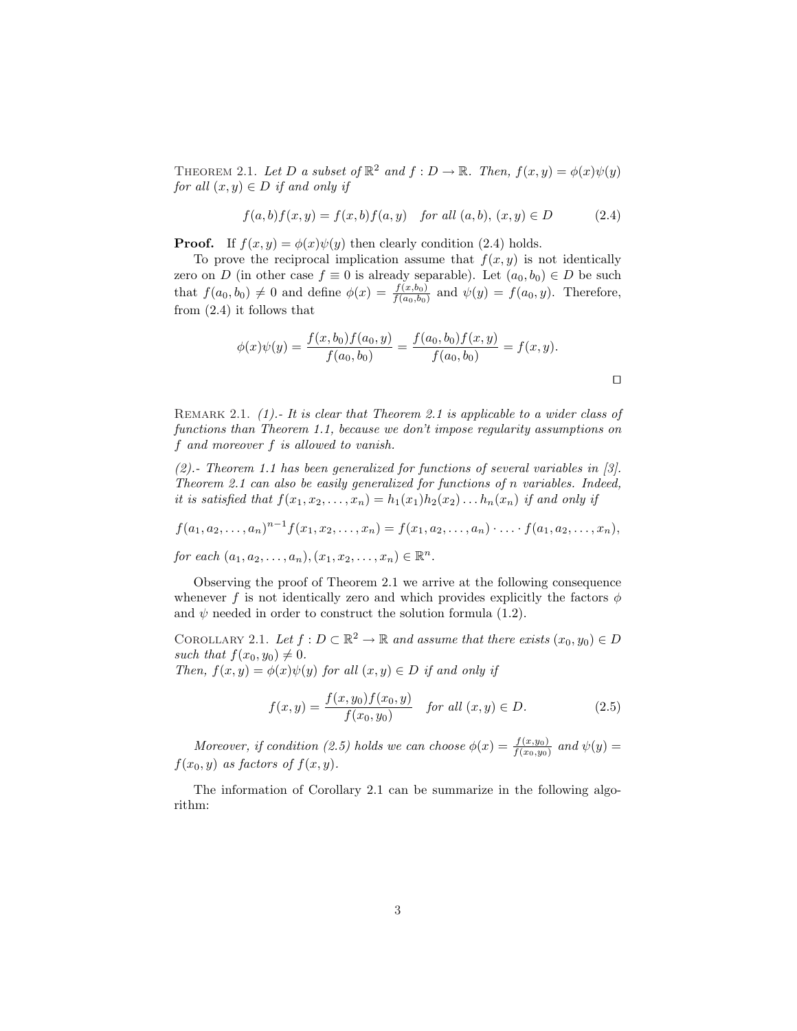Theorem 2.1. *Let $D$ a subset of $\mathbb{R}^2$ and $f : D \to \mathbb{R}$. Then, $f(x, y) = \phi(x)\psi(y)$ for all $(x, y) \in D$ if and only if*

$$f(a, b)f(x, y) = f(x, b)f(a, y) \quad \text{for all } (a, b),\, (x, y) \in D \tag{2.4}$$

**Proof.** If $f(x, y) = \phi(x)\psi(y)$ then clearly condition (2.4) holds.

To prove the reciprocal implication assume that $f(x, y)$ is not identically zero on $D$ (in other case $f \equiv 0$ is already separable). Let $(a_0, b_0) \in D$ be such that $f(a_0, b_0) \neq 0$ and define $\phi(x) = \frac{f(x,b_0)}{f(a_0,b_0)}$ and $\psi(y) = f(a_0, y)$. Therefore, from (2.4) it follows that

$$\phi(x)\psi(y) = \frac{f(x, b_0)f(a_0, y)}{f(a_0, b_0)} = \frac{f(a_0, b_0)f(x, y)}{f(a_0, b_0)} = f(x, y).$$

□

Remark 2.1. *(1).- It is clear that Theorem 2.1 is applicable to a wider class of functions than Theorem 1.1, because we don't impose regularity assumptions on $f$ and moreover $f$ is allowed to vanish.*

*(2).- Theorem 1.1 has been generalized for functions of several variables in [3]. Theorem 2.1 can also be easily generalized for functions of n variables. Indeed, it is satisfied that $f(x_1, x_2, \dots, x_n) = h_1(x_1)h_2(x_2)\dots h_n(x_n)$ if and only if*

$$f(a_1, a_2, \dots, a_n)^{n-1} f(x_1, x_2, \dots, x_n) = f(x_1, a_2, \dots, a_n) \cdot \dots \cdot f(a_1, a_2, \dots, x_n),$$

*for each $(a_1, a_2, \dots, a_n), (x_1, x_2, \dots, x_n) \in \mathbb{R}^n$.*

Observing the proof of Theorem 2.1 we arrive at the following consequence whenever $f$ is not identically zero and which provides explicitly the factors $\phi$ and $\psi$ needed in order to construct the solution formula (1.2).

Corollary 2.1. *Let $f : D \subset \mathbb{R}^2 \to \mathbb{R}$ and assume that there exists $(x_0, y_0) \in D$ such that $f(x_0, y_0) \neq 0$.*
*Then, $f(x, y) = \phi(x)\psi(y)$ for all $(x, y) \in D$ if and only if*

$$f(x, y) = \frac{f(x, y_0)f(x_0, y)}{f(x_0, y_0)} \quad \text{for all } (x, y) \in D. \tag{2.5}$$

*Moreover, if condition (2.5) holds we can choose $\phi(x) = \frac{f(x,y_0)}{f(x_0,y_0)}$ and $\psi(y) = f(x_0, y)$ as factors of $f(x, y)$.*

The information of Corollary 2.1 can be summarize in the following algorithm: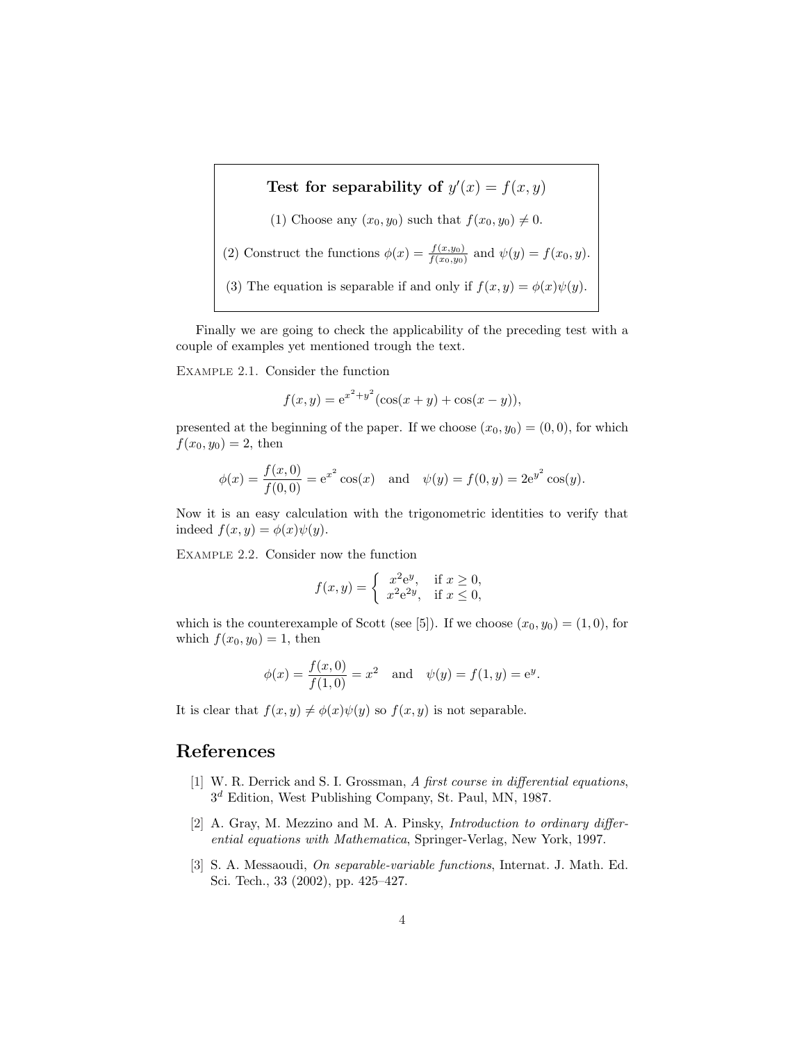**Test for separability of $y'(x) = f(x, y)$**

(1) Choose any $(x_0, y_0)$ such that $f(x_0, y_0) \neq 0$.

(2) Construct the functions $\phi(x) = \frac{f(x,y_0)}{f(x_0,y_0)}$ and $\psi(y) = f(x_0, y)$.

(3) The equation is separable if and only if $f(x, y) = \phi(x)\psi(y)$.

Finally we are going to check the applicability of the preceding test with a couple of examples yet mentioned trough the text.

EXAMPLE 2.1. Consider the function

$$f(x, y) = \mathrm{e}^{x^2+y^2}(\cos(x + y) + \cos(x - y)),$$

presented at the beginning of the paper. If we choose $(x_0, y_0) = (0, 0)$, for which $f(x_0, y_0) = 2$, then

$$\phi(x) = \frac{f(x, 0)}{f(0, 0)} = \mathrm{e}^{x^2} \cos(x) \quad \text{and} \quad \psi(y) = f(0, y) = 2\mathrm{e}^{y^2} \cos(y).$$

Now it is an easy calculation with the trigonometric identities to verify that indeed $f(x, y) = \phi(x)\psi(y)$.

EXAMPLE 2.2. Consider now the function

$$f(x, y) = \begin{cases} x^2\mathrm{e}^y, & \text{if } x \geq 0, \\ x^2\mathrm{e}^{2y}, & \text{if } x \leq 0, \end{cases}$$

which is the counterexample of Scott (see [5]). If we choose $(x_0, y_0) = (1, 0)$, for which $f(x_0, y_0) = 1$, then

$$\phi(x) = \frac{f(x, 0)}{f(1, 0)} = x^2 \quad \text{and} \quad \psi(y) = f(1, y) = \mathrm{e}^y.$$

It is clear that $f(x, y) \neq \phi(x)\psi(y)$ so $f(x, y)$ is not separable.

## References

[1] W. R. Derrick and S. I. Grossman, *A first course in differential equations*, $3^d$ Edition, West Publishing Company, St. Paul, MN, 1987.

[2] A. Gray, M. Mezzino and M. A. Pinsky, *Introduction to ordinary differential equations with Mathematica*, Springer-Verlag, New York, 1997.

[3] S. A. Messaoudi, *On separable-variable functions*, Internat. J. Math. Ed. Sci. Tech., 33 (2002), pp. 425–427.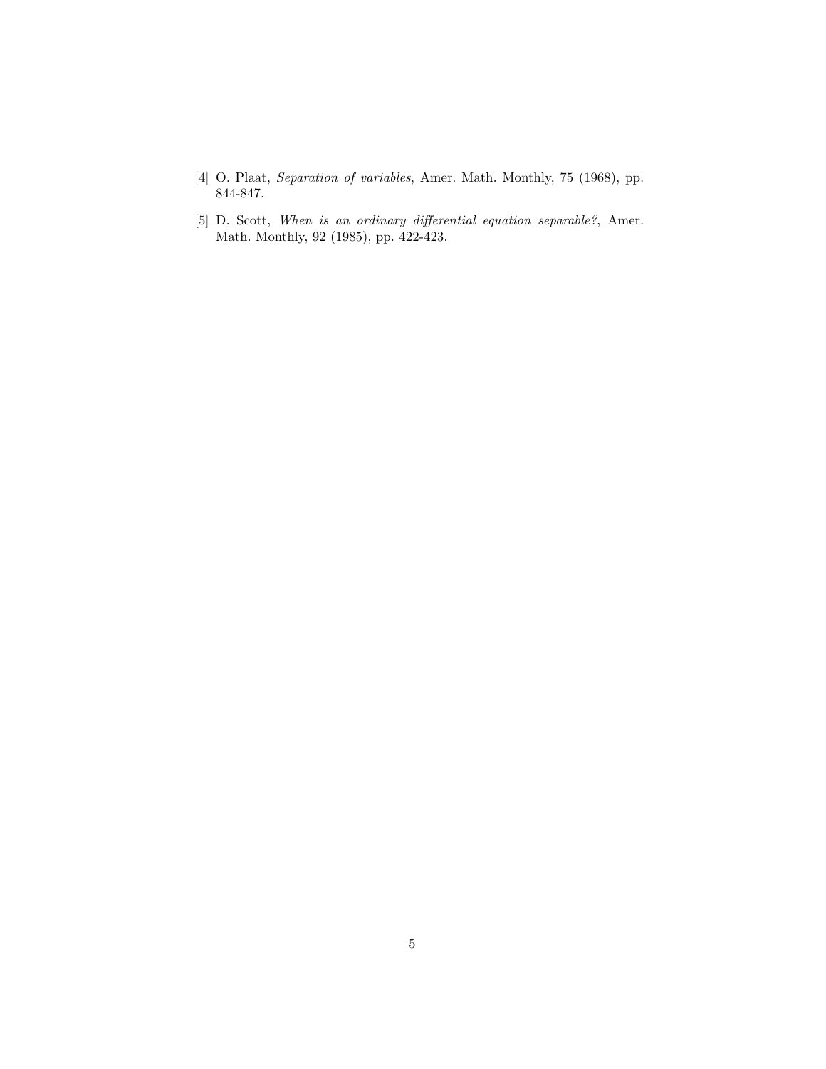[4] O. Plaat, *Separation of variables*, Amer. Math. Monthly, 75 (1968), pp. 844-847.

[5] D. Scott, *When is an ordinary differential equation separable?*, Amer. Math. Monthly, 92 (1985), pp. 422-423.